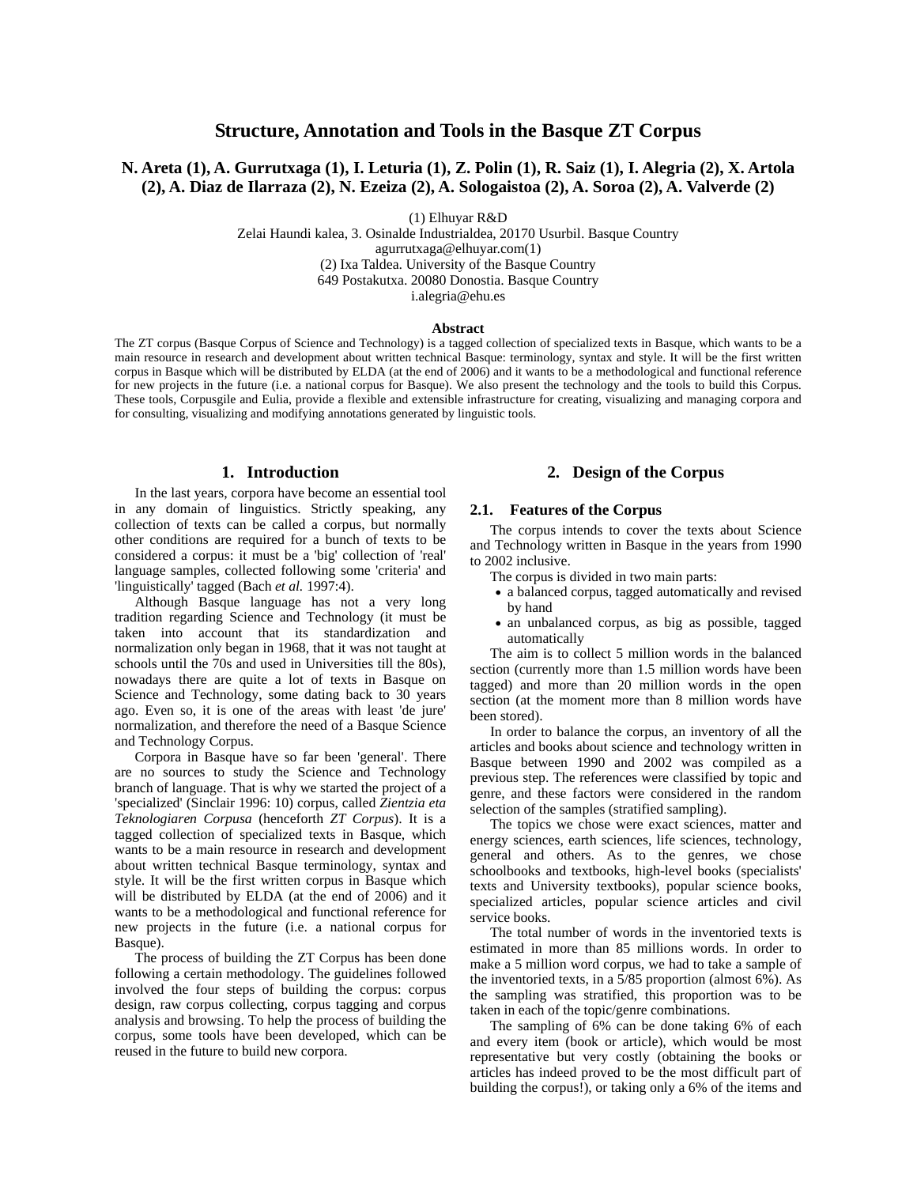# Structure, Annotation and Tools in the Basque ZT Corpus

**N. Areta (1), A. Gurrutxaga (1), I. Leturia (1), Z. Polin (1), R. Saiz (1), I. Alegria (2), X. Artola (2), A. Diaz de Ilarraza (2), N. Ezeiza (2), A. Sologaistoa (2), A. Soroa (2), A. Valverde (2)**

(1) Elhuyar R&D
Zelai Haundi kalea, 3. Osinalde Industrialdea, 20170 Usurbil. Basque Country
agurrutxaga@elhuyar.com(1)
(2) Ixa Taldea. University of the Basque Country
649 Postakutxa. 20080 Donostia. Basque Country
i.alegria@ehu.es

**Abstract**

The ZT corpus (Basque Corpus of Science and Technology) is a tagged collection of specialized texts in Basque, which wants to be a main resource in research and development about written technical Basque: terminology, syntax and style. It will be the first written corpus in Basque which will be distributed by ELDA (at the end of 2006) and it wants to be a methodological and functional reference for new projects in the future (i.e. a national corpus for Basque). We also present the technology and the tools to build this Corpus. These tools, Corpusgile and Eulia, provide a flexible and extensible infrastructure for creating, visualizing and managing corpora and for consulting, visualizing and modifying annotations generated by linguistic tools.

## 1. Introduction

In the last years, corpora have become an essential tool in any domain of linguistics. Strictly speaking, any collection of texts can be called a corpus, but normally other conditions are required for a bunch of texts to be considered a corpus: it must be a 'big' collection of 'real' language samples, collected following some 'criteria' and 'linguistically' tagged (Bach *et al.* 1997:4).

Although Basque language has not a very long tradition regarding Science and Technology (it must be taken into account that its standardization and normalization only began in 1968, that it was not taught at schools until the 70s and used in Universities till the 80s), nowadays there are quite a lot of texts in Basque on Science and Technology, some dating back to 30 years ago. Even so, it is one of the areas with least 'de jure' normalization, and therefore the need of a Basque Science and Technology Corpus.

Corpora in Basque have so far been 'general'. There are no sources to study the Science and Technology branch of language. That is why we started the project of a 'specialized' (Sinclair 1996: 10) corpus, called *Zientzia eta Teknologiaren Corpusa* (henceforth *ZT Corpus*). It is a tagged collection of specialized texts in Basque, which wants to be a main resource in research and development about written technical Basque terminology, syntax and style. It will be the first written corpus in Basque which will be distributed by ELDA (at the end of 2006) and it wants to be a methodological and functional reference for new projects in the future (i.e. a national corpus for Basque).

The process of building the ZT Corpus has been done following a certain methodology. The guidelines followed involved the four steps of building the corpus: corpus design, raw corpus collecting, corpus tagging and corpus analysis and browsing. To help the process of building the corpus, some tools have been developed, which can be reused in the future to build new corpora.

## 2. Design of the Corpus

### 2.1. Features of the Corpus

The corpus intends to cover the texts about Science and Technology written in Basque in the years from 1990 to 2002 inclusive.

The corpus is divided in two main parts:

- a balanced corpus, tagged automatically and revised by hand
- an unbalanced corpus, as big as possible, tagged automatically

The aim is to collect 5 million words in the balanced section (currently more than 1.5 million words have been tagged) and more than 20 million words in the open section (at the moment more than 8 million words have been stored).

In order to balance the corpus, an inventory of all the articles and books about science and technology written in Basque between 1990 and 2002 was compiled as a previous step. The references were classified by topic and genre, and these factors were considered in the random selection of the samples (stratified sampling).

The topics we chose were exact sciences, matter and energy sciences, earth sciences, life sciences, technology, general and others. As to the genres, we chose schoolbooks and textbooks, high-level books (specialists' texts and University textbooks), popular science books, specialized articles, popular science articles and civil service books.

The total number of words in the inventoried texts is estimated in more than 85 millions words. In order to make a 5 million word corpus, we had to take a sample of the inventoried texts, in a 5/85 proportion (almost 6%). As the sampling was stratified, this proportion was to be taken in each of the topic/genre combinations.

The sampling of 6% can be done taking 6% of each and every item (book or article), which would be most representative but very costly (obtaining the books or articles has indeed proved to be the most difficult part of building the corpus!), or taking only a 6% of the items and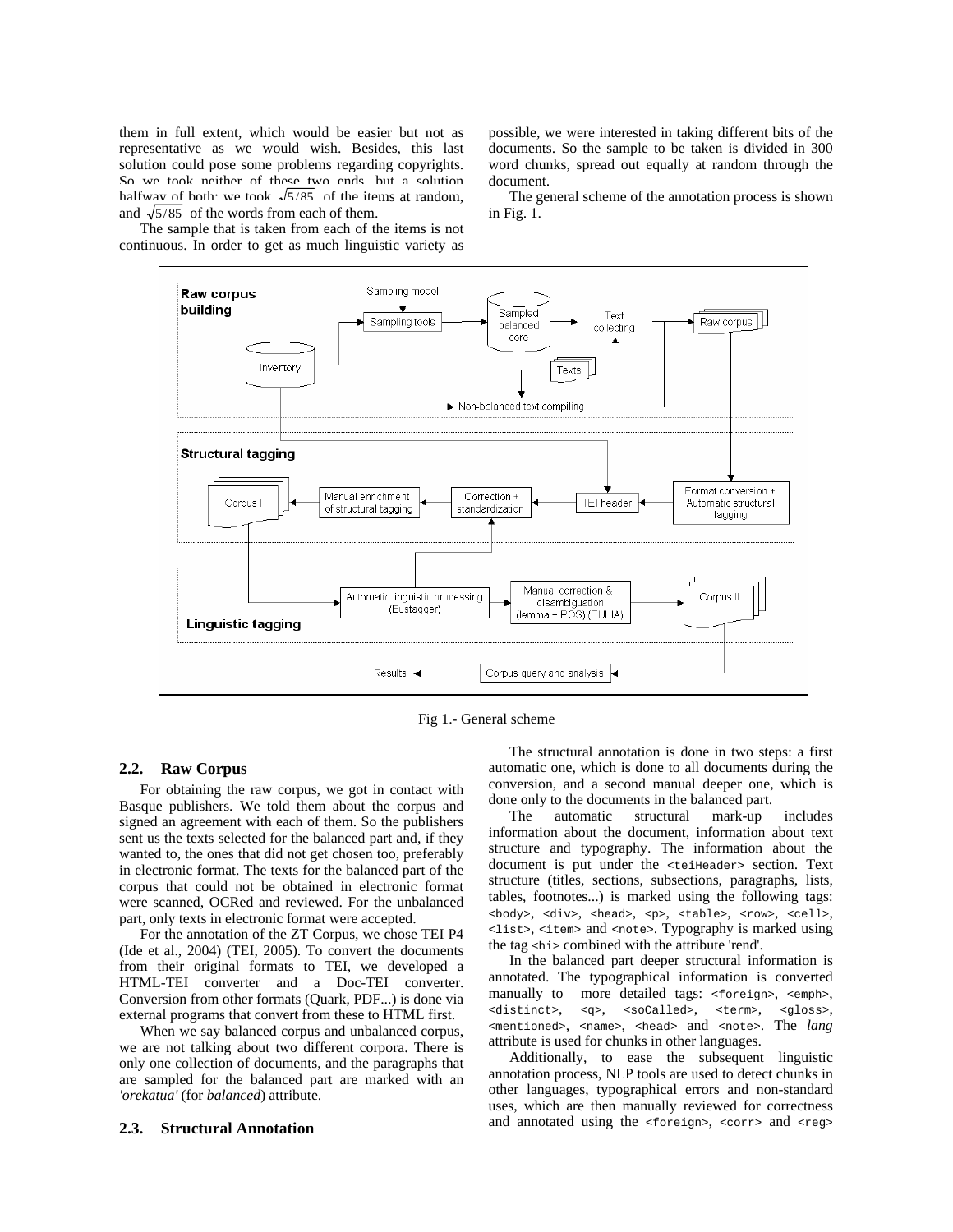them in full extent, which would be easier but not as representative as we would wish. Besides, this last solution could pose some problems regarding copyrights. So we took neither of these two ends, but a solution halfway of both: we took $\sqrt{5/85}$ of the items at random, and $\sqrt{5/85}$ of the words from each of them.

The sample that is taken from each of the items is not continuous. In order to get as much linguistic variety as possible, we were interested in taking different bits of the documents. So the sample to be taken is divided in 300 word chunks, spread out equally at random through the document.

The general scheme of the annotation process is shown in Fig. 1.

Fig 1.- General scheme

### 2.2. Raw Corpus

For obtaining the raw corpus, we got in contact with Basque publishers. We told them about the corpus and signed an agreement with each of them. So the publishers sent us the texts selected for the balanced part and, if they wanted to, the ones that did not get chosen too, preferably in electronic format. The texts for the balanced part of the corpus that could not be obtained in electronic format were scanned, OCRed and reviewed. For the unbalanced part, only texts in electronic format were accepted.

For the annotation of the ZT Corpus, we chose TEI P4 (Ide et al., 2004) (TEI, 2005). To convert the documents from their original formats to TEI, we developed a HTML-TEI converter and a Doc-TEI converter. Conversion from other formats (Quark, PDF...) is done via external programs that convert from these to HTML first.

When we say balanced corpus and unbalanced corpus, we are not talking about two different corpora. There is only one collection of documents, and the paragraphs that are sampled for the balanced part are marked with an *'orekatua'* (for *balanced*) attribute.

### 2.3. Structural Annotation

The structural annotation is done in two steps: a first automatic one, which is done to all documents during the conversion, and a second manual deeper one, which is done only to the documents in the balanced part.

The automatic structural mark-up includes information about the document, information about text structure and typography. The information about the document is put under the `<teiHeader>` section. Text structure (titles, sections, subsections, paragraphs, lists, tables, footnotes...) is marked using the following tags: `<body>`, `<div>`, `<head>`, `<p>`, `<table>`, `<row>`, `<cell>`, `<list>`, `<item>` and `<note>`. Typography is marked using the tag `<hi>` combined with the attribute 'rend'.

In the balanced part deeper structural information is annotated. The typographical information is converted manually to more detailed tags: `<foreign>`, `<emph>`, `<distinct>`, `<q>`, `<soCalled>`, `<term>`, `<gloss>`, `<mentioned>`, `<name>`, `<head>` and `<note>`. The *lang* attribute is used for chunks in other languages.

Additionally, to ease the subsequent linguistic annotation process, NLP tools are used to detect chunks in other languages, typographical errors and non-standard uses, which are then manually reviewed for correctness and annotated using the `<foreign>`, `<corr>` and `<reg>`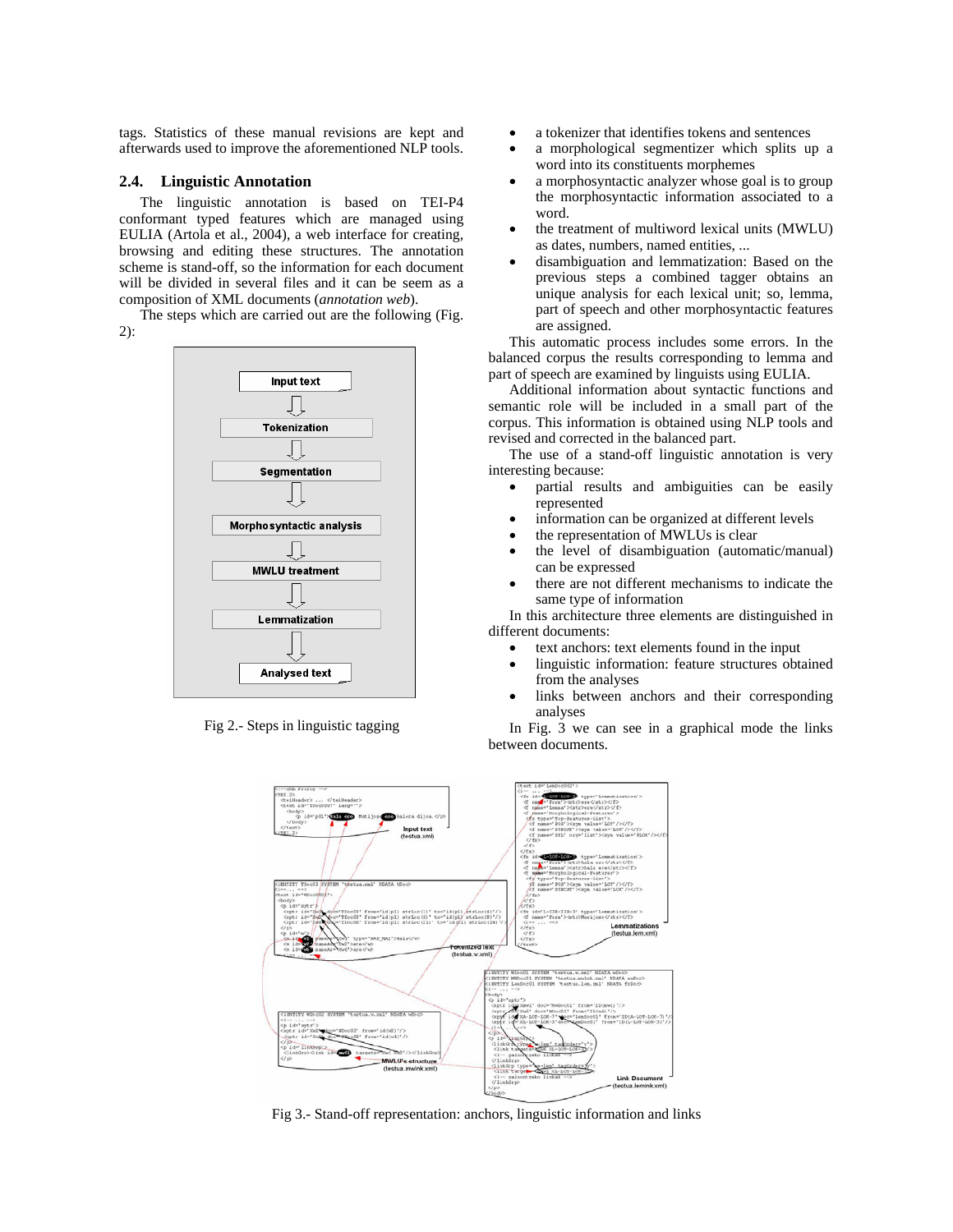tags. Statistics of these manual revisions are kept and afterwards used to improve the aforementioned NLP tools.

### 2.4. Linguistic Annotation

The linguistic annotation is based on TEI-P4 conformant typed features which are managed using EULIA (Artola et al., 2004), a web interface for creating, browsing and editing these structures. The annotation scheme is stand-off, so the information for each document will be divided in several files and it can be seem as a composition of XML documents (*annotation web*).

The steps which are carried out are the following (Fig. 2):

Input text → Tokenization → Segmentation → Morphosyntactic analysis → MWLU treatment → Lemmatization → Analysed text

Fig 2.- Steps in linguistic tagging

- a tokenizer that identifies tokens and sentences
- a morphological segmentizer which splits up a word into its constituents morphemes
- a morphosyntactic analyzer whose goal is to group the morphosyntactic information associated to a word.
- the treatment of multiword lexical units (MWLU) as dates, numbers, named entities, ...
- disambiguation and lemmatization: Based on the previous steps a combined tagger obtains an unique analysis for each lexical unit; so, lemma, part of speech and other morphosyntactic features are assigned.

This automatic process includes some errors. In the balanced corpus the results corresponding to lemma and part of speech are examined by linguists using EULIA.

Additional information about syntactic functions and semantic role will be included in a small part of the corpus. This information is obtained using NLP tools and revised and corrected in the balanced part.

The use of a stand-off linguistic annotation is very interesting because:

- partial results and ambiguities can be easily represented
- information can be organized at different levels
- the representation of MWLUs is clear
- the level of disambiguation (automatic/manual) can be expressed
- there are not different mechanisms to indicate the same type of information

In this architecture three elements are distinguished in different documents:

- text anchors: text elements found in the input
- linguistic information: feature structures obtained from the analyses
- links between anchors and their corresponding analyses

In Fig. 3 we can see in a graphical mode the links between documents.

Fig 3.- Stand-off representation: anchors, linguistic information and links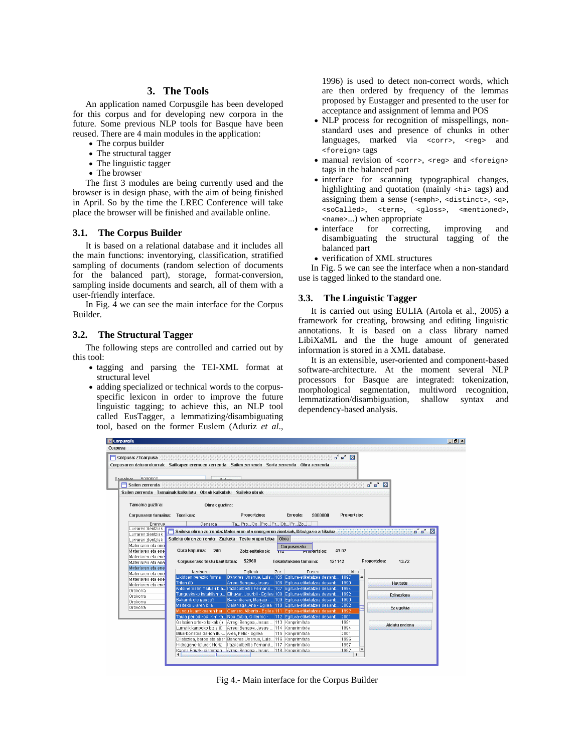## 3. The Tools

An application named Corpusgile has been developed for this corpus and for developing new corpora in the future. Some previous NLP tools for Basque have been reused. There are 4 main modules in the application:

- The corpus builder
- The structural tagger
- The linguistic tagger
- The browser

The first 3 modules are being currently used and the browser is in design phase, with the aim of being finished in April. So by the time the LREC Conference will take place the browser will be finished and available online.

### 3.1. The Corpus Builder

It is based on a relational database and it includes all the main functions: inventorying, classification, stratified sampling of documents (random selection of documents for the balanced part), storage, format-conversion, sampling inside documents and search, all of them with a user-friendly interface.

In Fig. 4 we can see the main interface for the Corpus Builder.

### 3.2. The Structural Tagger

The following steps are controlled and carried out by this tool:

- tagging and parsing the TEI-XML format at structural level
- adding specialized or technical words to the corpus-specific lexicon in order to improve the future linguistic tagging; to achieve this, an NLP tool called EusTagger, a lemmatizing/disambiguating tool, based on the former Euslem (Aduriz *et al.*, 1996) is used to detect non-correct words, which are then ordered by frequency of the lemmas proposed by Eustagger and presented to the user for acceptance and assignment of lemma and POS
- NLP process for recognition of misspellings, non-standard uses and presence of chunks in other languages, marked via `<corr>`, `<reg>` and `<foreign>` tags
- manual revision of `<corr>`, `<reg>` and `<foreign>` tags in the balanced part
- interface for scanning typographical changes, highlighting and quotation (mainly `<hi>` tags) and assigning them a sense (`<emph>`, `<distinct>`, `<q>`, `<soCalled>`, `<term>`, `<gloss>`, `<mentioned>`, `<name>`...) when appropriate
- interface for correcting, improving and disambiguating the structural tagging of the balanced part
- verification of XML structures

In Fig. 5 we can see the interface when a non-standard use is tagged linked to the standard one.

### 3.3. The Linguistic Tagger

It is carried out using EULIA (Artola et al., 2005) a framework for creating, browsing and editing linguistic annotations. It is based on a class library named LibiXaML and the the huge amount of generated information is stored in a XML database.

It is an extensible, user-oriented and component-based software-architecture. At the moment several NLP processors for Basque are integrated: tokenization, morphological segmentation, multiword recognition, lemmatization/disambiguation, shallow syntax and dependency-based analysis.

Fig 4.- Main interface for the Corpus Builder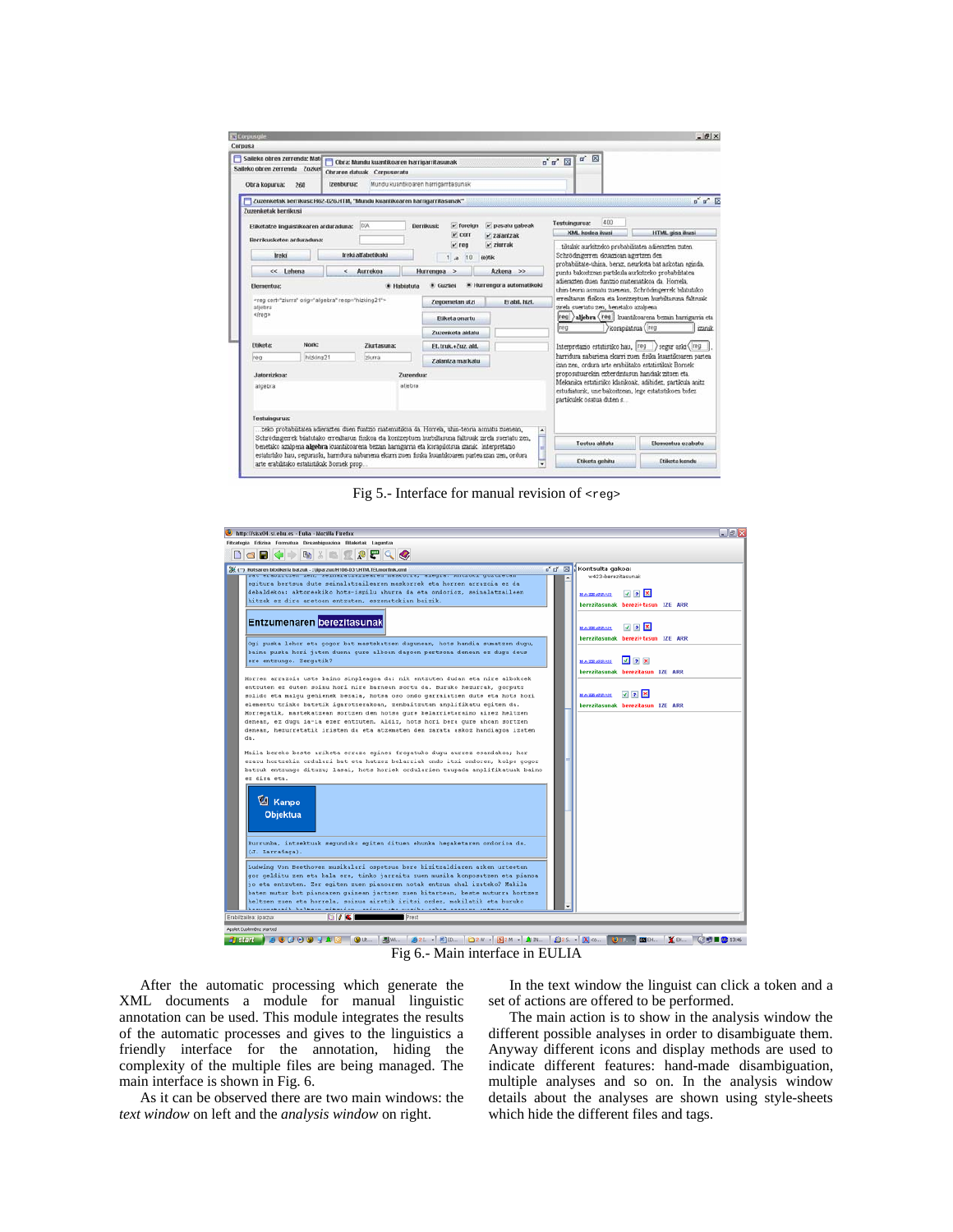Fig 5.- Interface for manual revision of <reg>

Fig 6.- Main interface in EULIA

After the automatic processing which generate the XML documents a module for manual linguistic annotation can be used. This module integrates the results of the automatic processes and gives to the linguistics a friendly interface for the annotation, hiding the complexity of the multiple files are being managed. The main interface is shown in Fig. 6.

As it can be observed there are two main windows: the *text window* on left and the *analysis window* on right.

In the text window the linguist can click a token and a set of actions are offered to be performed.

The main action is to show in the analysis window the different possible analyses in order to disambiguate them. Anyway different icons and display methods are used to indicate different features: hand-made disambiguation, multiple analyses and so on. In the analysis window details about the analyses are shown using style-sheets which hide the different files and tags.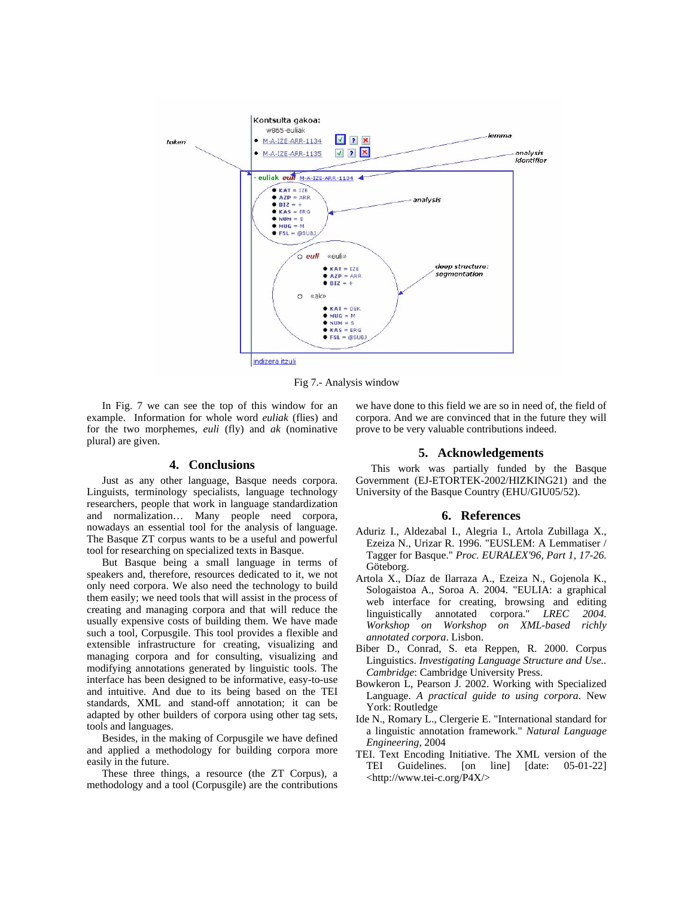Kontsulta gakoa:

w865-euliak

M-A-IZE-ARR-1134

M-A-IZE-ARR-1135

token

lemma

analysis identifier

- euliak euli M-A-IZE-ARR-1134

KAT = IZE
AZP = ARR
BIZ = +
KAS = ERG
NUM = S
MUG = M
FSL = @SUBJ

analysis

euli «euli»

KAT = IZE
AZP = ARR
BIZ = +

«ak»

KAT = DEK
MUG = M
NUM = S
KAS = ERG
FSL = @SUBJ

deep structure: segmentation

indizera itzuli

Fig 7.- Analysis window

In Fig. 7 we can see the top of this window for an example. Information for whole word *euliak* (flies) and for the two morphemes, *euli* (fly) and *ak* (nominative plural) are given.

## 4. Conclusions

Just as any other language, Basque needs corpora. Linguists, terminology specialists, language technology researchers, people that work in language standardization and normalization… Many people need corpora, nowadays an essential tool for the analysis of language. The Basque ZT corpus wants to be a useful and powerful tool for researching on specialized texts in Basque.

But Basque being a small language in terms of speakers and, therefore, resources dedicated to it, we not only need corpora. We also need the technology to build them easily; we need tools that will assist in the process of creating and managing corpora and that will reduce the usually expensive costs of building them. We have made such a tool, Corpusgile. This tool provides a flexible and extensible infrastructure for creating, visualizing and managing corpora and for consulting, visualizing and modifying annotations generated by linguistic tools. The interface has been designed to be informative, easy-to-use and intuitive. And due to its being based on the TEI standards, XML and stand-off annotation; it can be adapted by other builders of corpora using other tag sets, tools and languages.

Besides, in the making of Corpusgile we have defined and applied a methodology for building corpora more easily in the future.

These three things, a resource (the ZT Corpus), a methodology and a tool (Corpusgile) are the contributions we have done to this field we are so in need of, the field of corpora. And we are convinced that in the future they will prove to be very valuable contributions indeed.

## 5. Acknowledgements

This work was partially funded by the Basque Government (EJ-ETORTEK-2002/HIZKING21) and the University of the Basque Country (EHU/GIU05/52).

## 6. References

Aduriz I., Aldezabal I., Alegria I., Artola Zubillaga X., Ezeiza N., Urizar R. 1996. "EUSLEM: A Lemmatiser / Tagger for Basque." *Proc. EURALEX'96, Part 1, 17-26.* Göteborg.

Artola X., Díaz de Ilarraza A., Ezeiza N., Gojenola K., Sologaistoa A., Soroa A. 2004. "EULIA: a graphical web interface for creating, browsing and editing linguistically annotated corpora." *LREC 2004. Workshop on Workshop on XML-based richly annotated corpora*. Lisbon.

Biber D., Conrad, S. eta Reppen, R. 2000. Corpus Linguistics. *Investigating Language Structure and Use.. Cambridge*: Cambridge University Press.

Bowkeron L, Pearson J. 2002. Working with Specialized Language. *A practical guide to using corpora*. New York: Routledge

Ide N., Romary L., Clergerie E. "International standard for a linguistic annotation framework." *Natural Language Engineering*, 2004

TEI. Text Encoding Initiative. The XML version of the TEI Guidelines. [on line] [date: 05-01-22] <http://www.tei-c.org/P4X/>